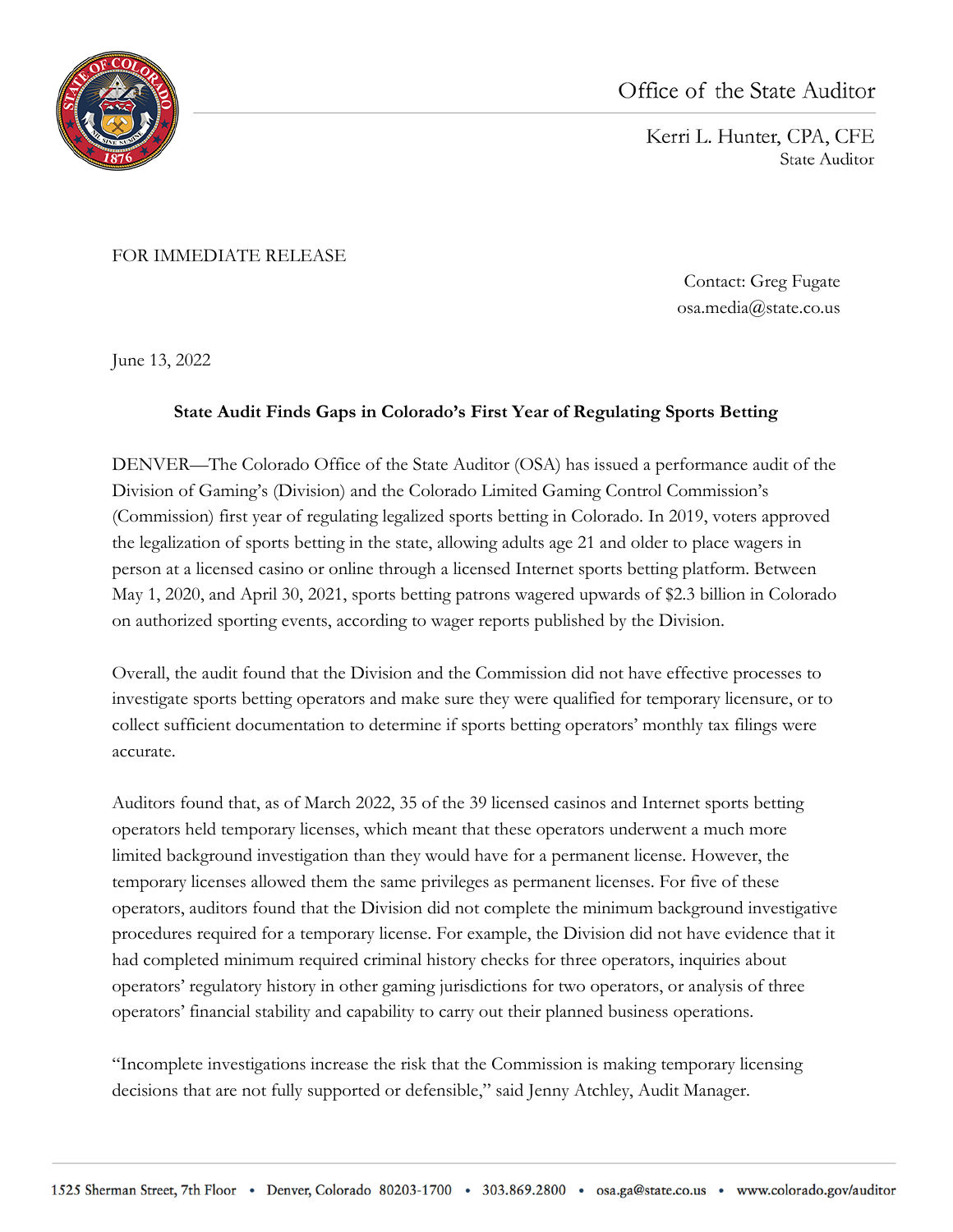Office of the State Auditor

Kerri L. Hunter, CPA, CFE
State Auditor

FOR IMMEDIATE RELEASE

Contact: Greg Fugate
osa.media@state.co.us

June 13, 2022

**State Audit Finds Gaps in Colorado's First Year of Regulating Sports Betting**

DENVER—The Colorado Office of the State Auditor (OSA) has issued a performance audit of the Division of Gaming's (Division) and the Colorado Limited Gaming Control Commission's (Commission) first year of regulating legalized sports betting in Colorado. In 2019, voters approved the legalization of sports betting in the state, allowing adults age 21 and older to place wagers in person at a licensed casino or online through a licensed Internet sports betting platform. Between May 1, 2020, and April 30, 2021, sports betting patrons wagered upwards of $2.3 billion in Colorado on authorized sporting events, according to wager reports published by the Division.

Overall, the audit found that the Division and the Commission did not have effective processes to investigate sports betting operators and make sure they were qualified for temporary licensure, or to collect sufficient documentation to determine if sports betting operators' monthly tax filings were accurate.

Auditors found that, as of March 2022, 35 of the 39 licensed casinos and Internet sports betting operators held temporary licenses, which meant that these operators underwent a much more limited background investigation than they would have for a permanent license. However, the temporary licenses allowed them the same privileges as permanent licenses. For five of these operators, auditors found that the Division did not complete the minimum background investigative procedures required for a temporary license. For example, the Division did not have evidence that it had completed minimum required criminal history checks for three operators, inquiries about operators' regulatory history in other gaming jurisdictions for two operators, or analysis of three operators' financial stability and capability to carry out their planned business operations.

"Incomplete investigations increase the risk that the Commission is making temporary licensing decisions that are not fully supported or defensible," said Jenny Atchley, Audit Manager.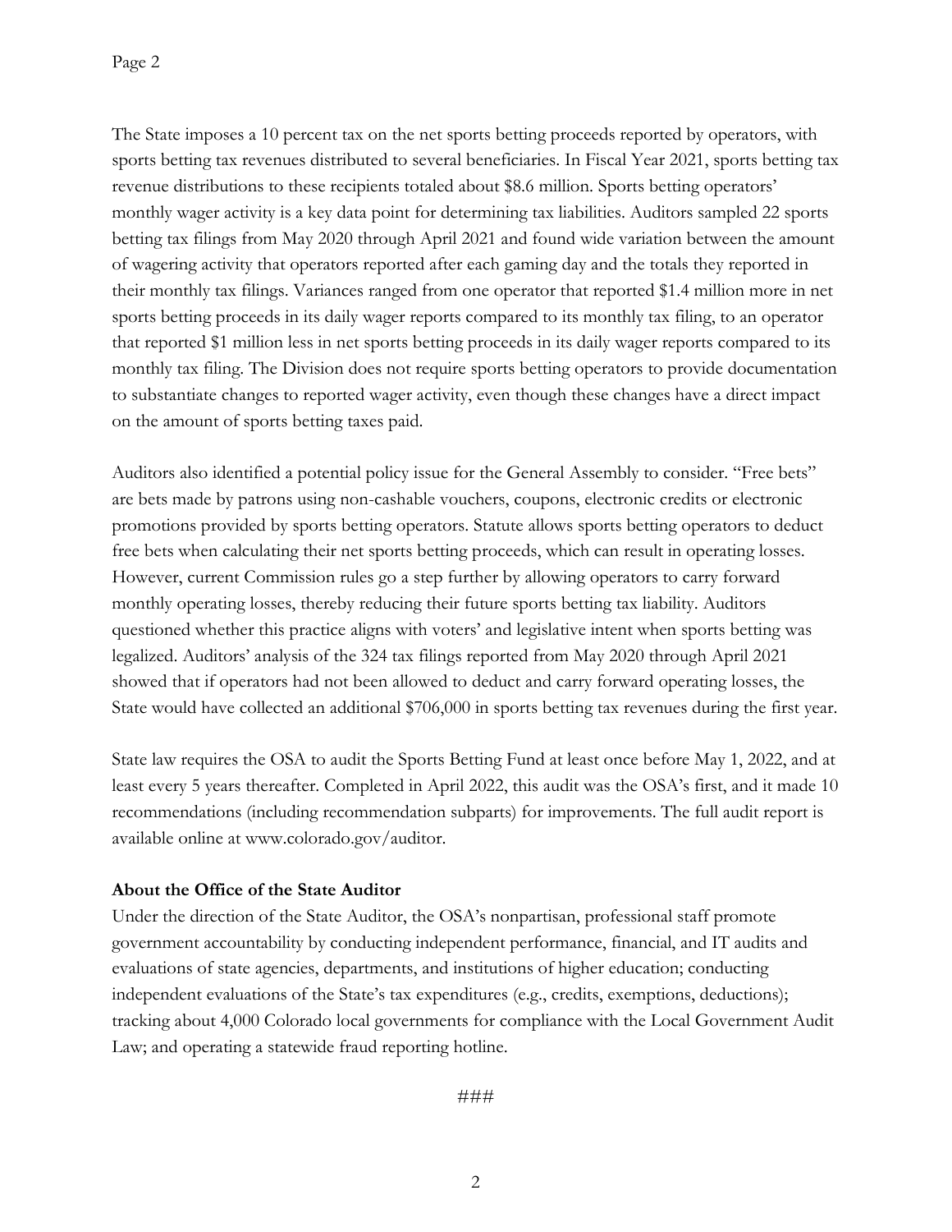The State imposes a 10 percent tax on the net sports betting proceeds reported by operators, with sports betting tax revenues distributed to several beneficiaries. In Fiscal Year 2021, sports betting tax revenue distributions to these recipients totaled about $8.6 million. Sports betting operators' monthly wager activity is a key data point for determining tax liabilities. Auditors sampled 22 sports betting tax filings from May 2020 through April 2021 and found wide variation between the amount of wagering activity that operators reported after each gaming day and the totals they reported in their monthly tax filings. Variances ranged from one operator that reported $1.4 million more in net sports betting proceeds in its daily wager reports compared to its monthly tax filing, to an operator that reported $1 million less in net sports betting proceeds in its daily wager reports compared to its monthly tax filing. The Division does not require sports betting operators to provide documentation to substantiate changes to reported wager activity, even though these changes have a direct impact on the amount of sports betting taxes paid.

Auditors also identified a potential policy issue for the General Assembly to consider. "Free bets" are bets made by patrons using non-cashable vouchers, coupons, electronic credits or electronic promotions provided by sports betting operators. Statute allows sports betting operators to deduct free bets when calculating their net sports betting proceeds, which can result in operating losses. However, current Commission rules go a step further by allowing operators to carry forward monthly operating losses, thereby reducing their future sports betting tax liability. Auditors questioned whether this practice aligns with voters' and legislative intent when sports betting was legalized. Auditors' analysis of the 324 tax filings reported from May 2020 through April 2021 showed that if operators had not been allowed to deduct and carry forward operating losses, the State would have collected an additional $706,000 in sports betting tax revenues during the first year.

State law requires the OSA to audit the Sports Betting Fund at least once before May 1, 2022, and at least every 5 years thereafter. Completed in April 2022, this audit was the OSA's first, and it made 10 recommendations (including recommendation subparts) for improvements. The full audit report is available online at www.colorado.gov/auditor.

**About the Office of the State Auditor**

Under the direction of the State Auditor, the OSA's nonpartisan, professional staff promote government accountability by conducting independent performance, financial, and IT audits and evaluations of state agencies, departments, and institutions of higher education; conducting independent evaluations of the State's tax expenditures (e.g., credits, exemptions, deductions); tracking about 4,000 Colorado local governments for compliance with the Local Government Audit Law; and operating a statewide fraud reporting hotline.

###